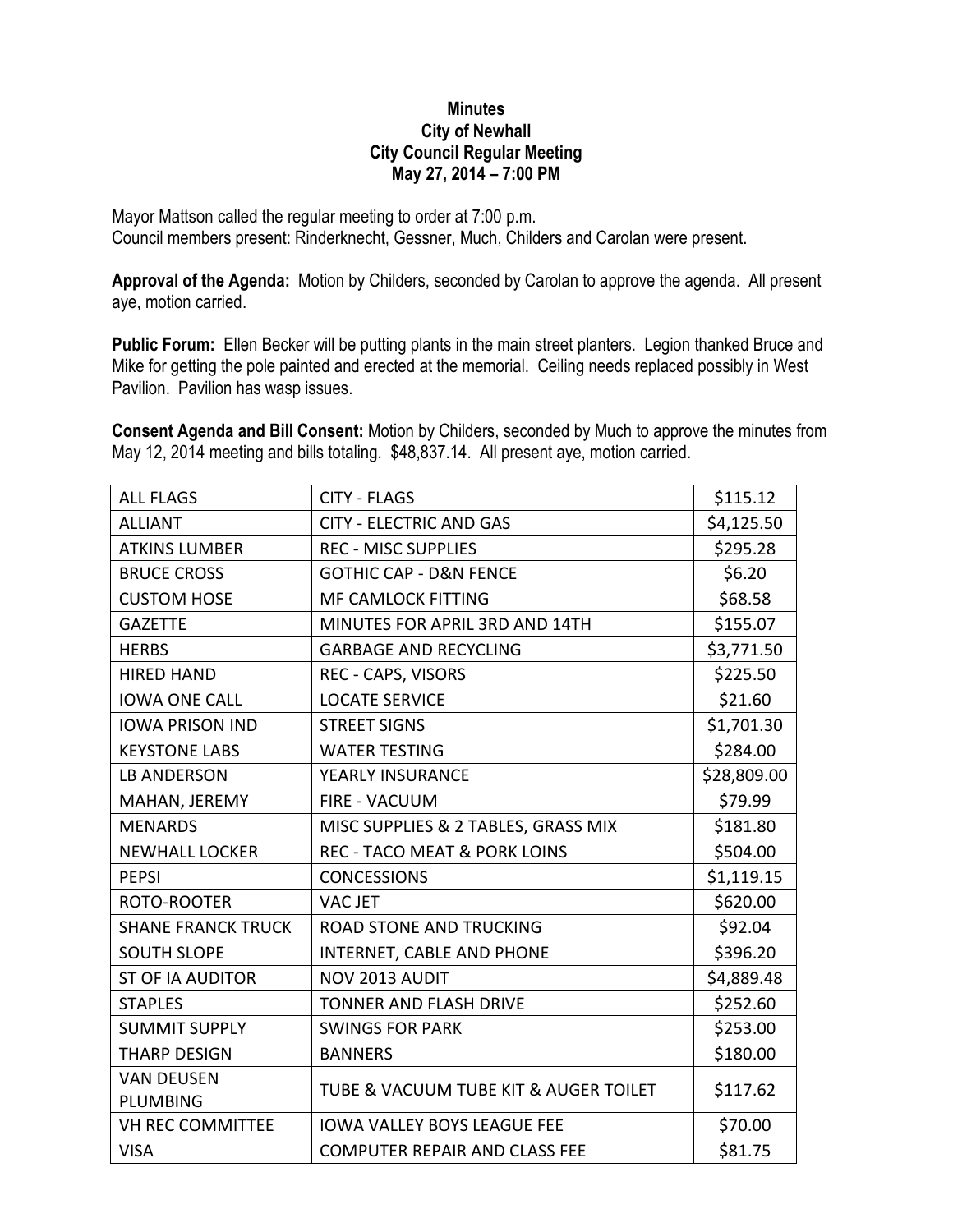**Minutes**
**City of Newhall**
**City Council Regular Meeting**
**May 27, 2014 – 7:00 PM**

Mayor Mattson called the regular meeting to order at 7:00 p.m.
Council members present: Rinderknecht, Gessner, Much, Childers and Carolan were present.

**Approval of the Agenda:** Motion by Childers, seconded by Carolan to approve the agenda. All present aye, motion carried.

**Public Forum:** Ellen Becker will be putting plants in the main street planters. Legion thanked Bruce and Mike for getting the pole painted and erected at the memorial. Ceiling needs replaced possibly in West Pavilion. Pavilion has wasp issues.

**Consent Agenda and Bill Consent:** Motion by Childers, seconded by Much to approve the minutes from May 12, 2014 meeting and bills totaling. $48,837.14. All present aye, motion carried.

| | | |
|---|---|---|
| ALL FLAGS | CITY - FLAGS | $115.12 |
| ALLIANT | CITY - ELECTRIC AND GAS | $4,125.50 |
| ATKINS LUMBER | REC - MISC SUPPLIES | $295.28 |
| BRUCE CROSS | GOTHIC CAP - D&N FENCE | $6.20 |
| CUSTOM HOSE | MF CAMLOCK FITTING | $68.58 |
| GAZETTE | MINUTES FOR APRIL 3RD AND 14TH | $155.07 |
| HERBS | GARBAGE AND RECYCLING | $3,771.50 |
| HIRED HAND | REC - CAPS, VISORS | $225.50 |
| IOWA ONE CALL | LOCATE SERVICE | $21.60 |
| IOWA PRISON IND | STREET SIGNS | $1,701.30 |
| KEYSTONE LABS | WATER TESTING | $284.00 |
| LB ANDERSON | YEARLY INSURANCE | $28,809.00 |
| MAHAN, JEREMY | FIRE - VACUUM | $79.99 |
| MENARDS | MISC SUPPLIES & 2 TABLES, GRASS MIX | $181.80 |
| NEWHALL LOCKER | REC - TACO MEAT & PORK LOINS | $504.00 |
| PEPSI | CONCESSIONS | $1,119.15 |
| ROTO-ROOTER | VAC JET | $620.00 |
| SHANE FRANCK TRUCK | ROAD STONE AND TRUCKING | $92.04 |
| SOUTH SLOPE | INTERNET, CABLE AND PHONE | $396.20 |
| ST OF IA AUDITOR | NOV 2013 AUDIT | $4,889.48 |
| STAPLES | TONNER AND FLASH DRIVE | $252.60 |
| SUMMIT SUPPLY | SWINGS FOR PARK | $253.00 |
| THARP DESIGN | BANNERS | $180.00 |
| VAN DEUSEN PLUMBING | TUBE & VACUUM TUBE KIT & AUGER TOILET | $117.62 |
| VH REC COMMITTEE | IOWA VALLEY BOYS LEAGUE FEE | $70.00 |
| VISA | COMPUTER REPAIR AND CLASS FEE | $81.75 |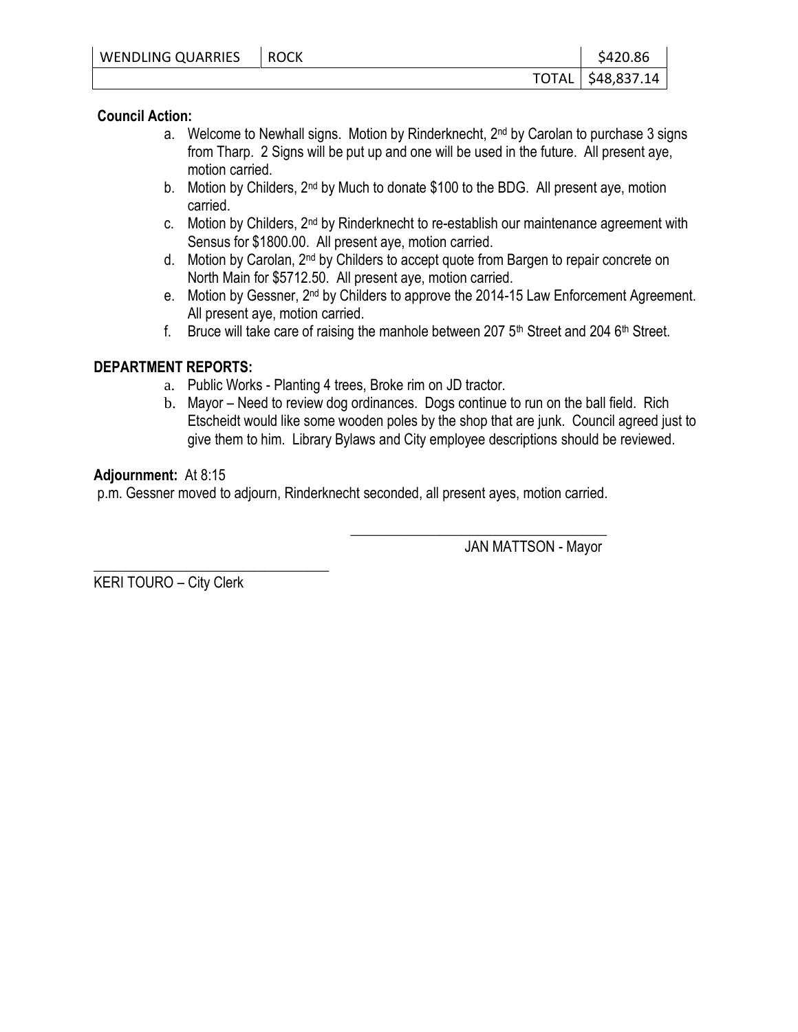| | | |
|---|---|---|
| WENDLING QUARRIES | ROCK | $420.86 |
| | TOTAL | $48,837.14 |

**Council Action:**

a. Welcome to Newhall signs. Motion by Rinderknecht, 2nd by Carolan to purchase 3 signs from Tharp. 2 Signs will be put up and one will be used in the future. All present aye, motion carried.
b. Motion by Childers, 2nd by Much to donate $100 to the BDG. All present aye, motion carried.
c. Motion by Childers, 2nd by Rinderknecht to re-establish our maintenance agreement with Sensus for $1800.00. All present aye, motion carried.
d. Motion by Carolan, 2nd by Childers to accept quote from Bargen to repair concrete on North Main for $5712.50. All present aye, motion carried.
e. Motion by Gessner, 2nd by Childers to approve the 2014-15 Law Enforcement Agreement. All present aye, motion carried.
f. Bruce will take care of raising the manhole between 207 5th Street and 204 6th Street.

**DEPARTMENT REPORTS:**

a. Public Works - Planting 4 trees, Broke rim on JD tractor.
b. Mayor – Need to review dog ordinances. Dogs continue to run on the ball field. Rich Etscheidt would like some wooden poles by the shop that are junk. Council agreed just to give them to him. Library Bylaws and City employee descriptions should be reviewed.

**Adjournment:** At 8:15 p.m. Gessner moved to adjourn, Rinderknecht seconded, all present ayes, motion carried.

\_\_\_\_\_\_\_\_\_\_\_\_\_\_\_\_\_\_\_\_\_\_\_\_\_\_\_\_\_\_\_\_\_\_
JAN MATTSON - Mayor

\_\_\_\_\_\_\_\_\_\_\_\_\_\_\_\_\_\_\_\_\_\_\_\_\_\_\_\_\_\_\_\_\_\_
KERI TOURO – City Clerk